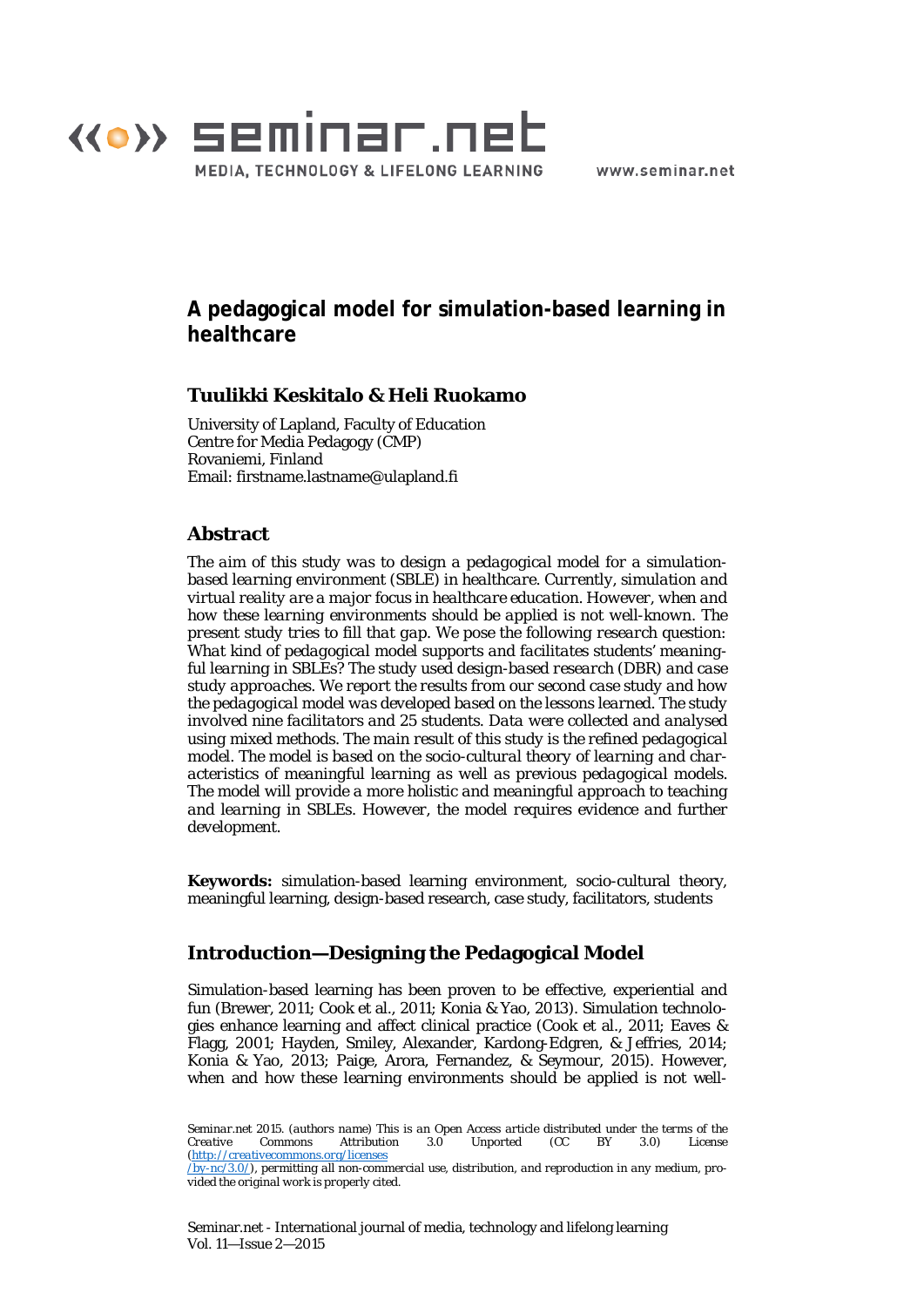# A pedagogical model for simulation-based learning in healthcare

**Tuulikki Keskitalo & Heli Ruokamo**

University of Lapland, Faculty of Education
Centre for Media Pedagogy (CMP)
Rovaniemi, Finland
Email: firstname.lastname@ulapland.fi

## Abstract

*The aim of this study was to design a pedagogical model for a simulation-based learning environment (SBLE) in healthcare. Currently, simulation and virtual reality are a major focus in healthcare education. However, when and how these learning environments should be applied is not well-known. The present study tries to fill that gap. We pose the following research question: What kind of pedagogical model supports and facilitates students' meaningful learning in SBLEs? The study used design-based research (DBR) and case study approaches. We report the results from our second case study and how the pedagogical model was developed based on the lessons learned. The study involved nine facilitators and 25 students. Data were collected and analysed using mixed methods. The main result of this study is the refined pedagogical model. The model is based on the socio-cultural theory of learning and characteristics of meaningful learning as well as previous pedagogical models. The model will provide a more holistic and meaningful approach to teaching and learning in SBLEs. However, the model requires evidence and further development.*

**Keywords:** simulation-based learning environment, socio-cultural theory, meaningful learning, design-based research, case study, facilitators, students

## Introduction—Designing the Pedagogical Model

Simulation-based learning has been proven to be effective, experiential and fun (Brewer, 2011; Cook et al., 2011; Konia & Yao, 2013). Simulation technologies enhance learning and affect clinical practice (Cook et al., 2011; Eaves & Flagg, 2001; Hayden, Smiley, Alexander, Kardong-Edgren, & Jeffries, 2014; Konia & Yao, 2013; Paige, Arora, Fernandez, & Seymour, 2015). However, when and how these learning environments should be applied is not well-

*Seminar.net 2015. (authors name) This is an Open Access article distributed under the terms of the Creative Commons Attribution 3.0 Unported (CC BY 3.0) License (http://creativecommons.org/licenses/by-nc/3.0/), permitting all non-commercial use, distribution, and reproduction in any medium, provided the original work is properly cited.*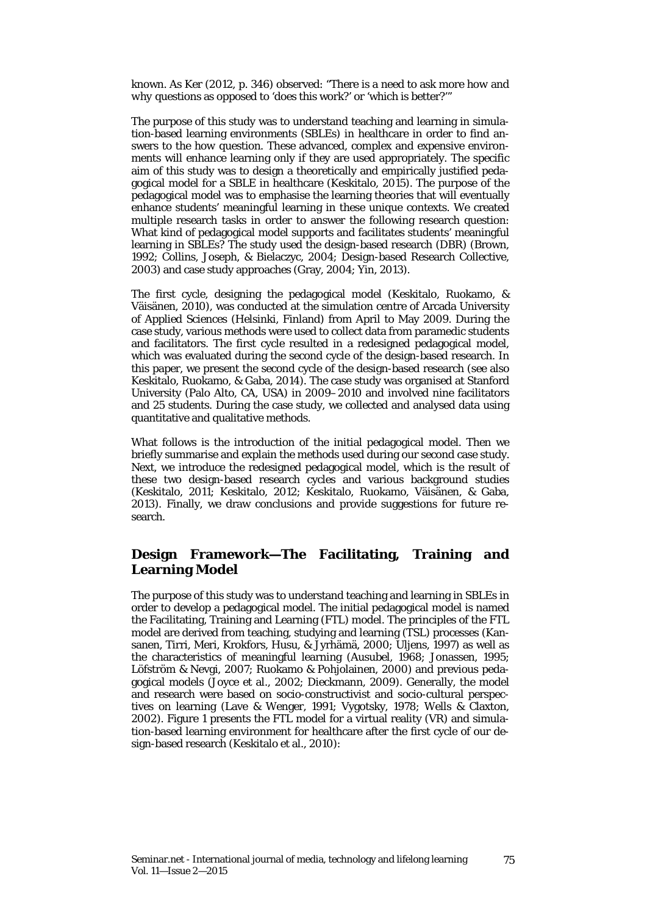known. As Ker (2012, p. 346) observed: "There is a need to ask more how and why questions as opposed to 'does this work?' or 'which is better?'"

The purpose of this study was to understand teaching and learning in simulation-based learning environments (SBLEs) in healthcare in order to find answers to the how question. These advanced, complex and expensive environments will enhance learning only if they are used appropriately. The specific aim of this study was to design a theoretically and empirically justified pedagogical model for a SBLE in healthcare (Keskitalo, 2015). The purpose of the pedagogical model was to emphasise the learning theories that will eventually enhance students' meaningful learning in these unique contexts. We created multiple research tasks in order to answer the following research question: What kind of pedagogical model supports and facilitates students' meaningful learning in SBLEs? The study used the design-based research (DBR) (Brown, 1992; Collins, Joseph, & Bielaczyc, 2004; Design-based Research Collective, 2003) and case study approaches (Gray, 2004; Yin, 2013).

The first cycle, designing the pedagogical model (Keskitalo, Ruokamo, & Väisänen, 2010), was conducted at the simulation centre of Arcada University of Applied Sciences (Helsinki, Finland) from April to May 2009. During the case study, various methods were used to collect data from paramedic students and facilitators. The first cycle resulted in a redesigned pedagogical model, which was evaluated during the second cycle of the design-based research. In this paper, we present the second cycle of the design-based research (see also Keskitalo, Ruokamo, & Gaba, 2014). The case study was organised at Stanford University (Palo Alto, CA, USA) in 2009–2010 and involved nine facilitators and 25 students. During the case study, we collected and analysed data using quantitative and qualitative methods.

What follows is the introduction of the initial pedagogical model. Then we briefly summarise and explain the methods used during our second case study. Next, we introduce the redesigned pedagogical model, which is the result of these two design-based research cycles and various background studies (Keskitalo, 2011; Keskitalo, 2012; Keskitalo, Ruokamo, Väisänen, & Gaba, 2013). Finally, we draw conclusions and provide suggestions for future research.

## Design Framework—The Facilitating, Training and Learning Model

The purpose of this study was to understand teaching and learning in SBLEs in order to develop a pedagogical model. The initial pedagogical model is named the Facilitating, Training and Learning (FTL) model. The principles of the FTL model are derived from teaching, studying and learning (TSL) processes (Kansanen, Tirri, Meri, Krokfors, Husu, & Jyrhämä, 2000; Uljens, 1997) as well as the characteristics of meaningful learning (Ausubel, 1968; Jonassen, 1995; Löfström & Nevgi, 2007; Ruokamo & Pohjolainen, 2000) and previous pedagogical models (Joyce et al., 2002; Dieckmann, 2009). Generally, the model and research were based on socio-constructivist and socio-cultural perspectives on learning (Lave & Wenger, 1991; Vygotsky, 1978; Wells & Claxton, 2002). Figure 1 presents the FTL model for a virtual reality (VR) and simulation-based learning environment for healthcare after the first cycle of our design-based research (Keskitalo et al., 2010):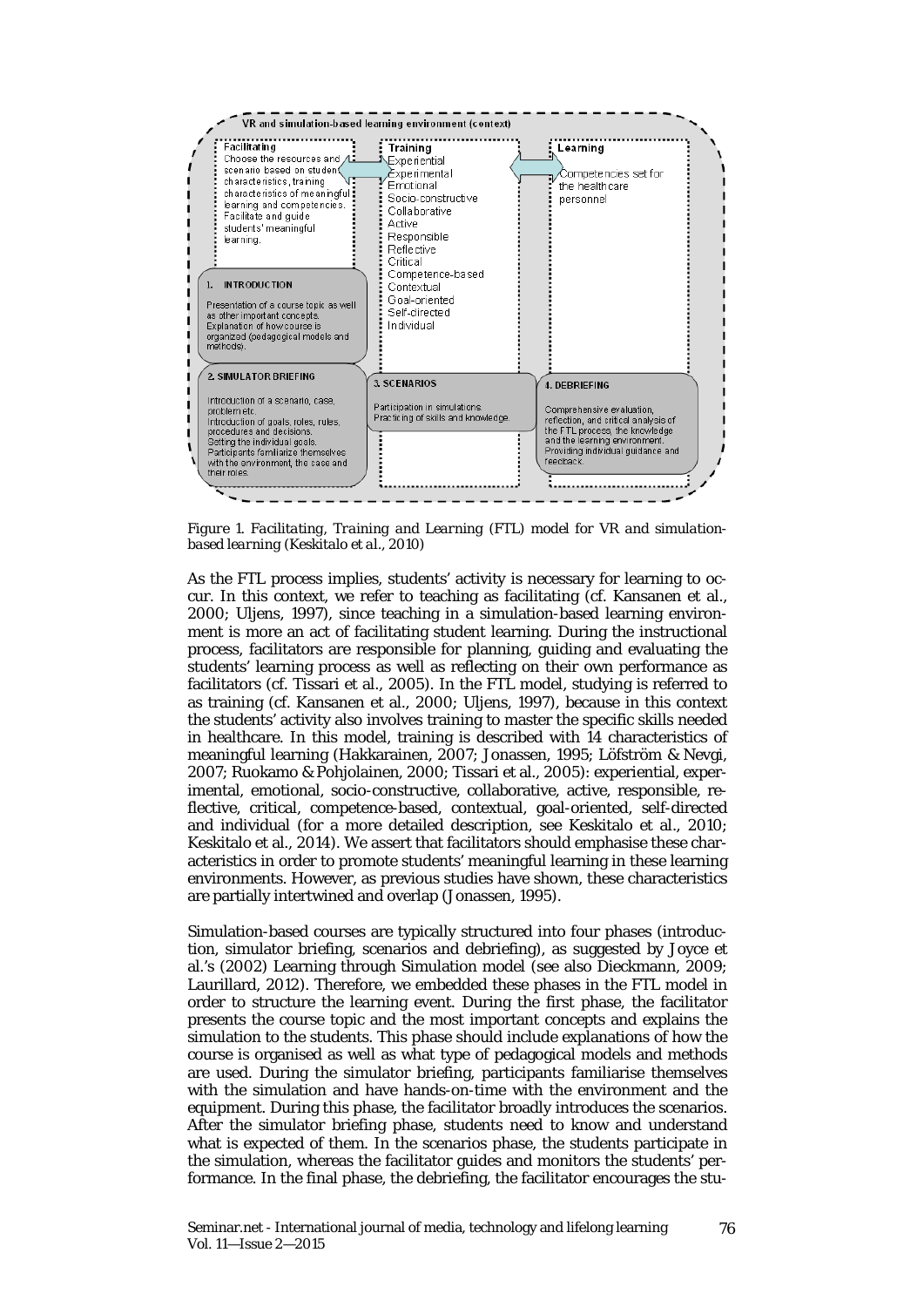**VR and simulation-based learning environment (context)**

**Facilitating**
Choose the resources and scenario based on student characteristics, training characteristics of meaningful learning and competencies. Facilitate and guide students' meaningful learning.

**Training**
Experiential
Experimental
Emotional
Socio-constructive
Collaborative
Active
Responsible
Reflective
Critical
Competence-based
Contextual
Goal-oriented
Self-directed
Individual

**Learning**
Competencies set for the healthcare personnel

**1. INTRODUCTION**
Presentation of a course topic as well as other important concepts. Explanation of how course is organized (pedagogical models and methods).

**2. SIMULATOR BRIEFING**
Introduction of a scenario, case, problem etc. Introduction of goals, roles, rules, procedures and decisions. Setting the individual goals. Participants familiarize themselves with the environment, the case and their roles.

**3. SCENARIOS**
Participation in simulations. Practicing of skills and knowledge.

**4. DEBRIEFING**
Comprehensive evaluation, reflection, and critical analysis of the FTL process, the knowledge and the learning environment. Providing individual guidance and feedback.

*Figure 1. Facilitating, Training and Learning (FTL) model for VR and simulation-based learning (Keskitalo et al., 2010)*

As the FTL process implies, students' activity is necessary for learning to occur. In this context, we refer to teaching as facilitating (cf. Kansanen et al., 2000; Uljens, 1997), since teaching in a simulation-based learning environment is more an act of facilitating student learning. During the instructional process, facilitators are responsible for planning, guiding and evaluating the students' learning process as well as reflecting on their own performance as facilitators (cf. Tissari et al., 2005). In the FTL model, studying is referred to as training (cf. Kansanen et al., 2000; Uljens, 1997), because in this context the students' activity also involves training to master the specific skills needed in healthcare. In this model, training is described with 14 characteristics of meaningful learning (Hakkarainen, 2007; Jonassen, 1995; Löfström & Nevgi, 2007; Ruokamo & Pohjolainen, 2000; Tissari et al., 2005): experiential, experimental, emotional, socio-constructive, collaborative, active, responsible, reflective, critical, competence-based, contextual, goal-oriented, self-directed and individual (for a more detailed description, see Keskitalo et al., 2010; Keskitalo et al., 2014). We assert that facilitators should emphasise these characteristics in order to promote students' meaningful learning in these learning environments. However, as previous studies have shown, these characteristics are partially intertwined and overlap (Jonassen, 1995).

Simulation-based courses are typically structured into four phases (introduction, simulator briefing, scenarios and debriefing), as suggested by Joyce et al.'s (2002) Learning through Simulation model (see also Dieckmann, 2009; Laurillard, 2012). Therefore, we embedded these phases in the FTL model in order to structure the learning event. During the first phase, the facilitator presents the course topic and the most important concepts and explains the simulation to the students. This phase should include explanations of how the course is organised as well as what type of pedagogical models and methods are used. During the simulator briefing, participants familiarise themselves with the simulation and have hands-on-time with the environment and the equipment. During this phase, the facilitator broadly introduces the scenarios. After the simulator briefing phase, students need to know and understand what is expected of them. In the scenarios phase, the students participate in the simulation, whereas the facilitator guides and monitors the students' performance. In the final phase, the debriefing, the facilitator encourages the stu-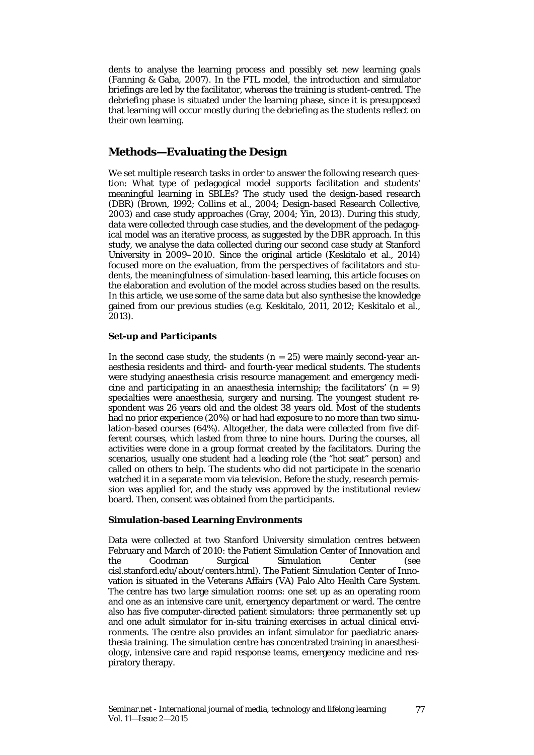dents to analyse the learning process and possibly set new learning goals (Fanning & Gaba, 2007). In the FTL model, the introduction and simulator briefings are led by the facilitator, whereas the training is student-centred. The debriefing phase is situated under the learning phase, since it is presupposed that learning will occur mostly during the debriefing as the students reflect on their own learning.

## Methods—Evaluating the Design

We set multiple research tasks in order to answer the following research question: What type of pedagogical model supports facilitation and students' meaningful learning in SBLEs? The study used the design-based research (DBR) (Brown, 1992; Collins et al., 2004; Design-based Research Collective, 2003) and case study approaches (Gray, 2004; Yin, 2013). During this study, data were collected through case studies, and the development of the pedagogical model was an iterative process, as suggested by the DBR approach. In this study, we analyse the data collected during our second case study at Stanford University in 2009–2010. Since the original article (Keskitalo et al., 2014) focused more on the evaluation, from the perspectives of facilitators and students, the meaningfulness of simulation-based learning, this article focuses on the elaboration and evolution of the model across studies based on the results. In this article, we use some of the same data but also synthesise the knowledge gained from our previous studies (e.g. Keskitalo, 2011, 2012; Keskitalo et al., 2013).

### Set-up and Participants

In the second case study, the students ($n = 25$) were mainly second-year anaesthesia residents and third- and fourth-year medical students. The students were studying anaesthesia crisis resource management and emergency medicine and participating in an anaesthesia internship; the facilitators' ($n = 9$) specialties were anaesthesia, surgery and nursing. The youngest student respondent was 26 years old and the oldest 38 years old. Most of the students had no prior experience (20%) or had had exposure to no more than two simulation-based courses (64%). Altogether, the data were collected from five different courses, which lasted from three to nine hours. During the courses, all activities were done in a group format created by the facilitators. During the scenarios, usually one student had a leading role (the "hot seat" person) and called on others to help. The students who did not participate in the scenario watched it in a separate room via television. Before the study, research permission was applied for, and the study was approved by the institutional review board. Then, consent was obtained from the participants.

### Simulation-based Learning Environments

Data were collected at two Stanford University simulation centres between February and March of 2010: the Patient Simulation Center of Innovation and the Goodman Surgical Simulation Center (see cisl.stanford.edu/about/centers.html). The Patient Simulation Center of Innovation is situated in the Veterans Affairs (VA) Palo Alto Health Care System. The centre has two large simulation rooms: one set up as an operating room and one as an intensive care unit, emergency department or ward. The centre also has five computer-directed patient simulators: three permanently set up and one adult simulator for in-situ training exercises in actual clinical environments. The centre also provides an infant simulator for paediatric anaesthesia training. The simulation centre has concentrated training in anaesthesiology, intensive care and rapid response teams, emergency medicine and respiratory therapy.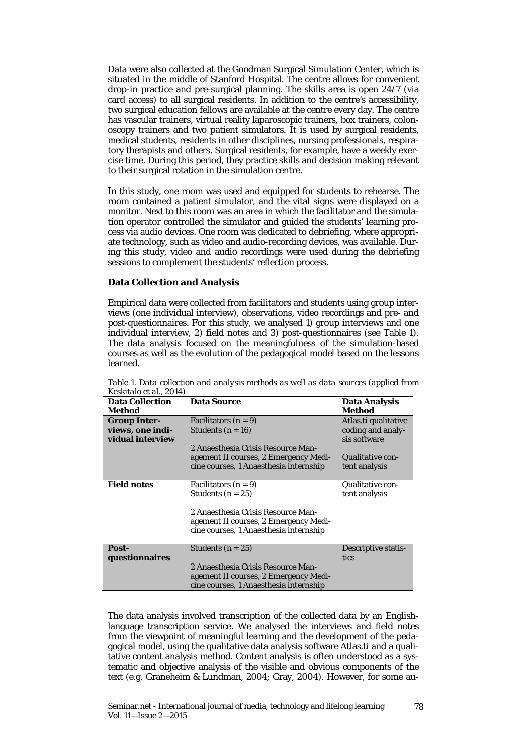Data were also collected at the Goodman Surgical Simulation Center, which is situated in the middle of Stanford Hospital. The centre allows for convenient drop-in practice and pre-surgical planning. The skills area is open 24/7 (via card access) to all surgical residents. In addition to the centre's accessibility, two surgical education fellows are available at the centre every day. The centre has vascular trainers, virtual reality laparoscopic trainers, box trainers, colonoscopy trainers and two patient simulators. It is used by surgical residents, medical students, residents in other disciplines, nursing professionals, respiratory therapists and others. Surgical residents, for example, have a weekly exercise time. During this period, they practice skills and decision making relevant to their surgical rotation in the simulation centre.

In this study, one room was used and equipped for students to rehearse. The room contained a patient simulator, and the vital signs were displayed on a monitor. Next to this room was an area in which the facilitator and the simulation operator controlled the simulator and guided the students' learning process via audio devices. One room was dedicated to debriefing, where appropriate technology, such as video and audio-recording devices, was available. During this study, video and audio recordings were used during the debriefing sessions to complement the students' reflection process.

### Data Collection and Analysis

Empirical data were collected from facilitators and students using group interviews (one individual interview), observations, video recordings and pre- and post-questionnaires. For this study, we analysed 1) group interviews and one individual interview, 2) field notes and 3) post-questionnaires (see Table 1). The data analysis focused on the meaningfulness of the simulation-based courses as well as the evolution of the pedagogical model based on the lessons learned.

*Table 1. Data collection and analysis methods as well as data sources (applied from Keskitalo et al., 2014)*

| Data Collection Method | Data Source | Data Analysis Method |
|---|---|---|
| **Group Interviews, one individual interview** | Facilitators (n = 9)<br>Students (n = 16)<br><br>2 Anaesthesia Crisis Resource Management II courses, 2 Emergency Medicine courses, 1 Anaesthesia internship | Atlas.ti qualitative coding and analysis software<br><br>Qualitative content analysis |
| **Field notes** | Facilitators (n = 9)<br>Students (n = 25)<br><br>2 Anaesthesia Crisis Resource Management II courses, 2 Emergency Medicine courses, 1 Anaesthesia internship | Qualitative content analysis |
| **Post-questionnaires** | Students (n = 25)<br><br>2 Anaesthesia Crisis Resource Management II courses, 2 Emergency Medicine courses, 1 Anaesthesia internship | Descriptive statistics |

The data analysis involved transcription of the collected data by an English-language transcription service. We analysed the interviews and field notes from the viewpoint of meaningful learning and the development of the pedagogical model, using the qualitative data analysis software Atlas.ti and a qualitative content analysis method. Content analysis is often understood as a systematic and objective analysis of the visible and obvious components of the text (e.g. Graneheim & Lundman, 2004; Gray, 2004). However, for some au-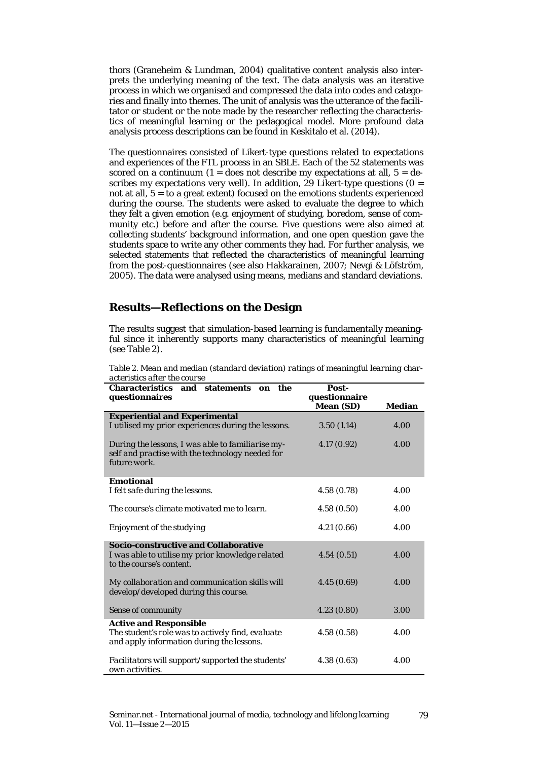thors (Graneheim & Lundman, 2004) qualitative content analysis also interprets the underlying meaning of the text. The data analysis was an iterative process in which we organised and compressed the data into codes and categories and finally into themes. The unit of analysis was the utterance of the facilitator or student or the note made by the researcher reflecting the characteristics of meaningful learning or the pedagogical model. More profound data analysis process descriptions can be found in Keskitalo et al. (2014).

The questionnaires consisted of Likert-type questions related to expectations and experiences of the FTL process in an SBLE. Each of the 52 statements was scored on a continuum (1 = does not describe my expectations at all, 5 = describes my expectations very well). In addition, 29 Likert-type questions (0 = not at all, 5 = to a great extent) focused on the emotions students experienced during the course. The students were asked to evaluate the degree to which they felt a given emotion (e.g. enjoyment of studying, boredom, sense of community etc.) before and after the course. Five questions were also aimed at collecting students' background information, and one open question gave the students space to write any other comments they had. For further analysis, we selected statements that reflected the characteristics of meaningful learning from the post-questionnaires (see also Hakkarainen, 2007; Nevgi & Löfström, 2005). The data were analysed using means, medians and standard deviations.

## Results—Reflections on the Design

The results suggest that simulation-based learning is fundamentally meaningful since it inherently supports many characteristics of meaningful learning (see Table 2).

*Table 2. Mean and median (standard deviation) ratings of meaningful learning characteristics after the course*

| Characteristics and statements on the questionnaires | Post-questionnaire Mean (SD) | Median |
|---|---|---|
| **Experiential and Experimental** | | |
| *I utilised my prior experiences during the lessons.* | 3.50 (1.14) | 4.00 |
| *During the lessons, I was able to familiarise myself and practise with the technology needed for future work.* | 4.17 (0.92) | 4.00 |
| **Emotional** | | |
| *I felt safe during the lessons.* | 4.58 (0.78) | 4.00 |
| *The course's climate motivated me to learn.* | 4.58 (0.50) | 4.00 |
| *Enjoyment of the studying* | 4.21 (0.66) | 4.00 |
| **Socio-constructive and Collaborative** | | |
| *I was able to utilise my prior knowledge related to the course's content.* | 4.54 (0.51) | 4.00 |
| *My collaboration and communication skills will develop/developed during this course.* | 4.45 (0.69) | 4.00 |
| *Sense of community* | 4.23 (0.80) | 3.00 |
| **Active and Responsible** | | |
| *The student's role was to actively find, evaluate and apply information during the lessons.* | 4.58 (0.58) | 4.00 |
| *Facilitators will support/supported the students' own activities.* | 4.38 (0.63) | 4.00 |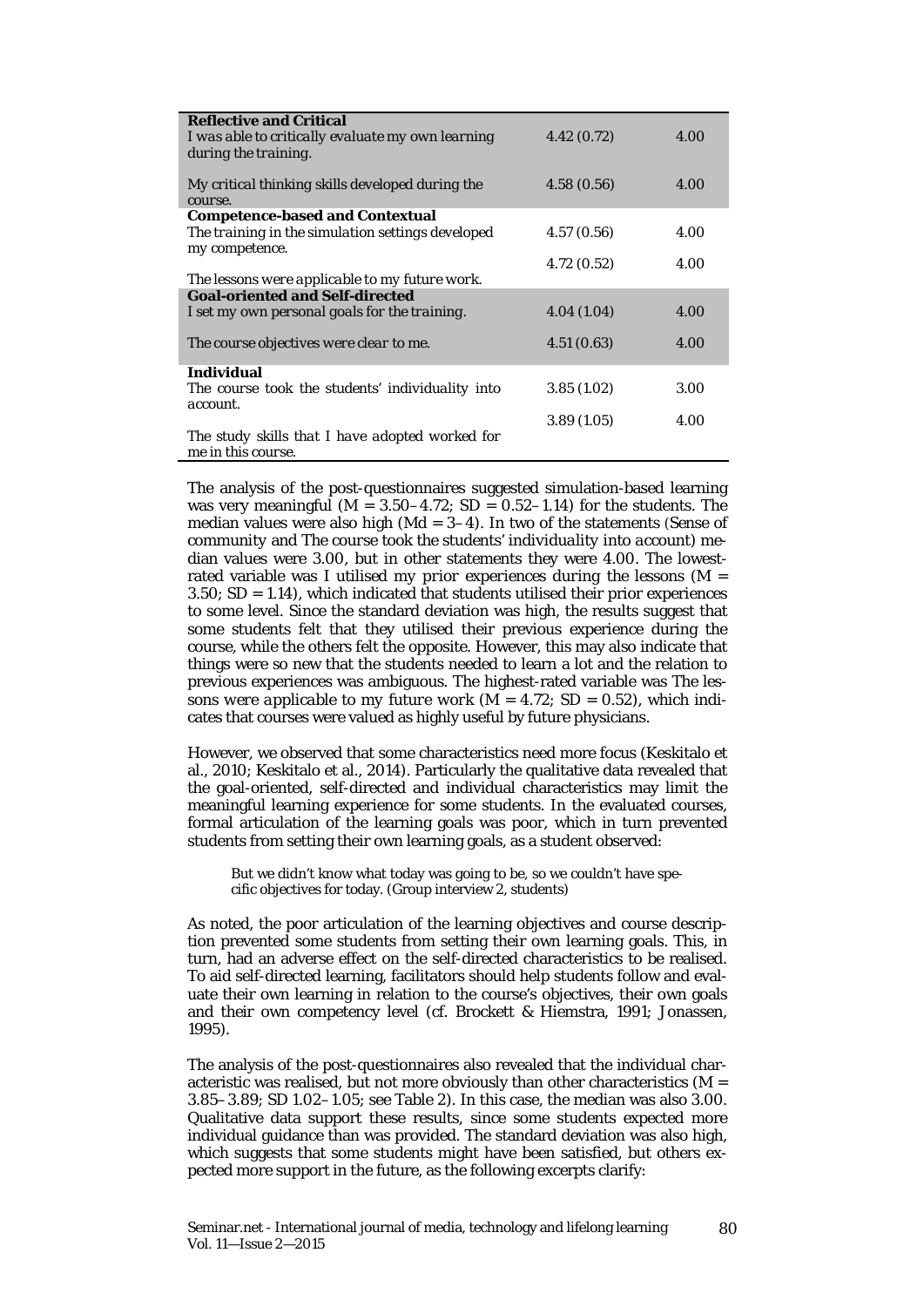| | | |
|---|---|---|
| **Reflective and Critical** | | |
| *I was able to critically evaluate my own learning during the training.* | 4.42 (0.72) | 4.00 |
| *My critical thinking skills developed during the course.* | 4.58 (0.56) | 4.00 |
| **Competence-based and Contextual** | | |
| *The training in the simulation settings developed my competence.* | 4.57 (0.56) | 4.00 |
| *The lessons were applicable to my future work.* | 4.72 (0.52) | 4.00 |
| **Goal-oriented and Self-directed** | | |
| *I set my own personal goals for the training.* | 4.04 (1.04) | 4.00 |
| *The course objectives were clear to me.* | 4.51 (0.63) | 4.00 |
| **Individual** | | |
| *The course took the students' individuality into account.* | 3.85 (1.02) | 3.00 |
| *The study skills that I have adopted worked for me in this course.* | 3.89 (1.05) | 4.00 |

The analysis of the post-questionnaires suggested simulation-based learning was very meaningful (M = 3.50–4.72; SD = 0.52–1.14) for the students. The median values were also high (Md = 3–4). In two of the statements (*Sense of community* and *The course took the students' individuality into account*) median values were 3.00, but in other statements they were 4.00. The lowest-rated variable was *I utilised my prior experiences during the lessons* (M = 3.50; SD = 1.14), which indicated that students utilised their prior experiences to some level. Since the standard deviation was high, the results suggest that some students felt that they utilised their previous experience during the course, while the others felt the opposite. However, this may also indicate that things were so new that the students needed to learn a lot and the relation to previous experiences was ambiguous. The highest-rated variable was *The lessons were applicable to my future work* (M = 4.72; SD = 0.52), which indicates that courses were valued as highly useful by future physicians.

However, we observed that some characteristics need more focus (Keskitalo et al., 2010; Keskitalo et al., 2014). Particularly the qualitative data revealed that the goal-oriented, self-directed and individual characteristics may limit the meaningful learning experience for some students. In the evaluated courses, formal articulation of the learning goals was poor, which in turn prevented students from setting their own learning goals, as a student observed:

> But we didn't know what today was going to be, so we couldn't have specific objectives for today. (Group interview 2, students)

As noted, the poor articulation of the learning objectives and course description prevented some students from setting their own learning goals. This, in turn, had an adverse effect on the self-directed characteristics to be realised. To aid self-directed learning, facilitators should help students follow and evaluate their own learning in relation to the course's objectives, their own goals and their own competency level (cf. Brockett & Hiemstra, 1991; Jonassen, 1995).

The analysis of the post-questionnaires also revealed that the individual characteristic was realised, but not more obviously than other characteristics (M = 3.85–3.89; SD 1.02–1.05; see Table 2). In this case, the median was also 3.00. Qualitative data support these results, since some students expected more individual guidance than was provided. The standard deviation was also high, which suggests that some students might have been satisfied, but others expected more support in the future, as the following excerpts clarify: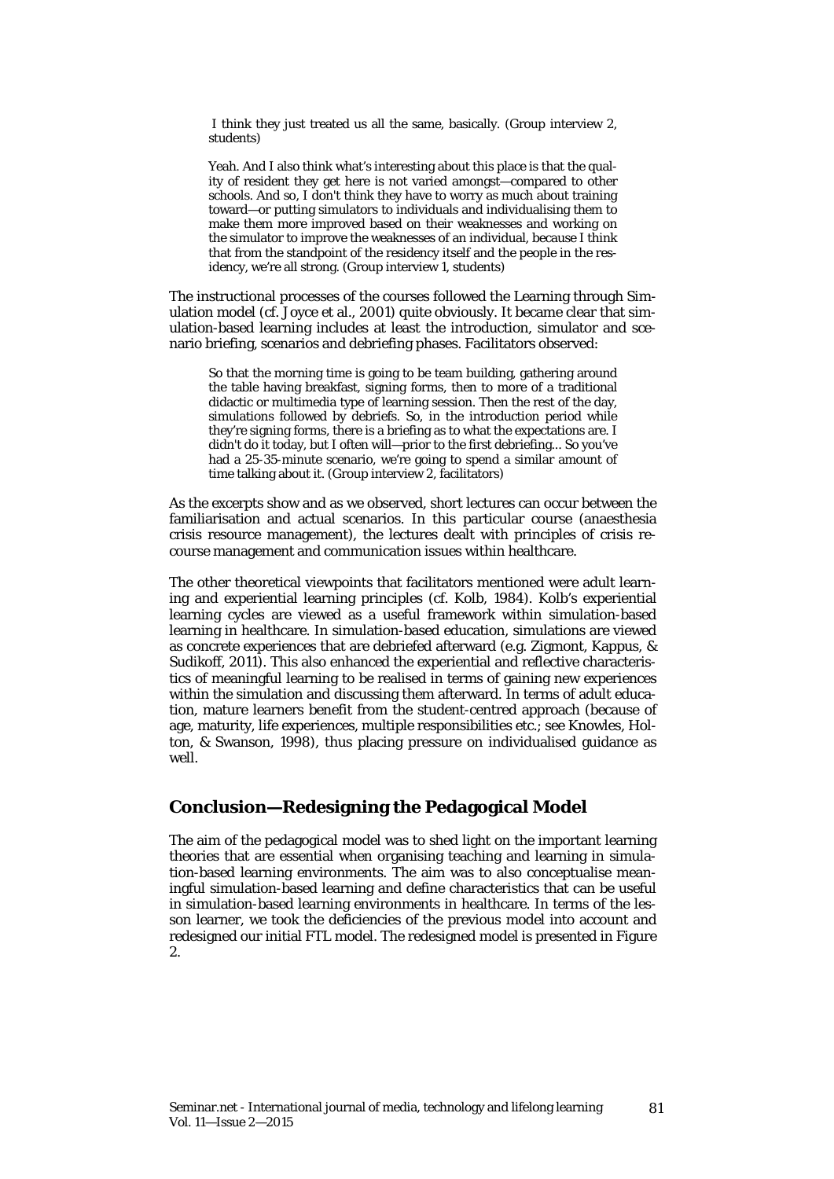> I think they just treated us all the same, basically. (Group interview 2, students)

> Yeah. And I also think what's interesting about this place is that the quality of resident they get here is not varied amongst—compared to other schools. And so, I don't think they have to worry as much about training toward—or putting simulators to individuals and individualising them to make them more improved based on their weaknesses and working on the simulator to improve the weaknesses of an individual, because I think that from the standpoint of the residency itself and the people in the residency, we're all strong. (Group interview 1, students)

The instructional processes of the courses followed the Learning through Simulation model (cf. Joyce et al., 2001) quite obviously. It became clear that simulation-based learning includes at least the introduction, simulator and scenario briefing, scenarios and debriefing phases. Facilitators observed:

> So that the morning time is going to be team building, gathering around the table having breakfast, signing forms, then to more of a traditional didactic or multimedia type of learning session. Then the rest of the day, simulations followed by debriefs. So, in the introduction period while they're signing forms, there is a briefing as to what the expectations are. I didn't do it today, but I often will—prior to the first debriefing... So you've had a 25-35-minute scenario, we're going to spend a similar amount of time talking about it. (Group interview 2, facilitators)

As the excerpts show and as we observed, short lectures can occur between the familiarisation and actual scenarios. In this particular course (anaesthesia crisis resource management), the lectures dealt with principles of crisis recourse management and communication issues within healthcare.

The other theoretical viewpoints that facilitators mentioned were adult learning and experiential learning principles (cf. Kolb, 1984). Kolb's experiential learning cycles are viewed as a useful framework within simulation-based learning in healthcare. In simulation-based education, simulations are viewed as concrete experiences that are debriefed afterward (e.g. Zigmont, Kappus, & Sudikoff, 2011). This also enhanced the experiential and reflective characteristics of meaningful learning to be realised in terms of gaining new experiences within the simulation and discussing them afterward. In terms of adult education, mature learners benefit from the student-centred approach (because of age, maturity, life experiences, multiple responsibilities etc.; see Knowles, Holton, & Swanson, 1998), thus placing pressure on individualised guidance as well.

## Conclusion—Redesigning the Pedagogical Model

The aim of the pedagogical model was to shed light on the important learning theories that are essential when organising teaching and learning in simulation-based learning environments. The aim was to also conceptualise meaningful simulation-based learning and define characteristics that can be useful in simulation-based learning environments in healthcare. In terms of the lesson learner, we took the deficiencies of the previous model into account and redesigned our initial FTL model. The redesigned model is presented in Figure 2.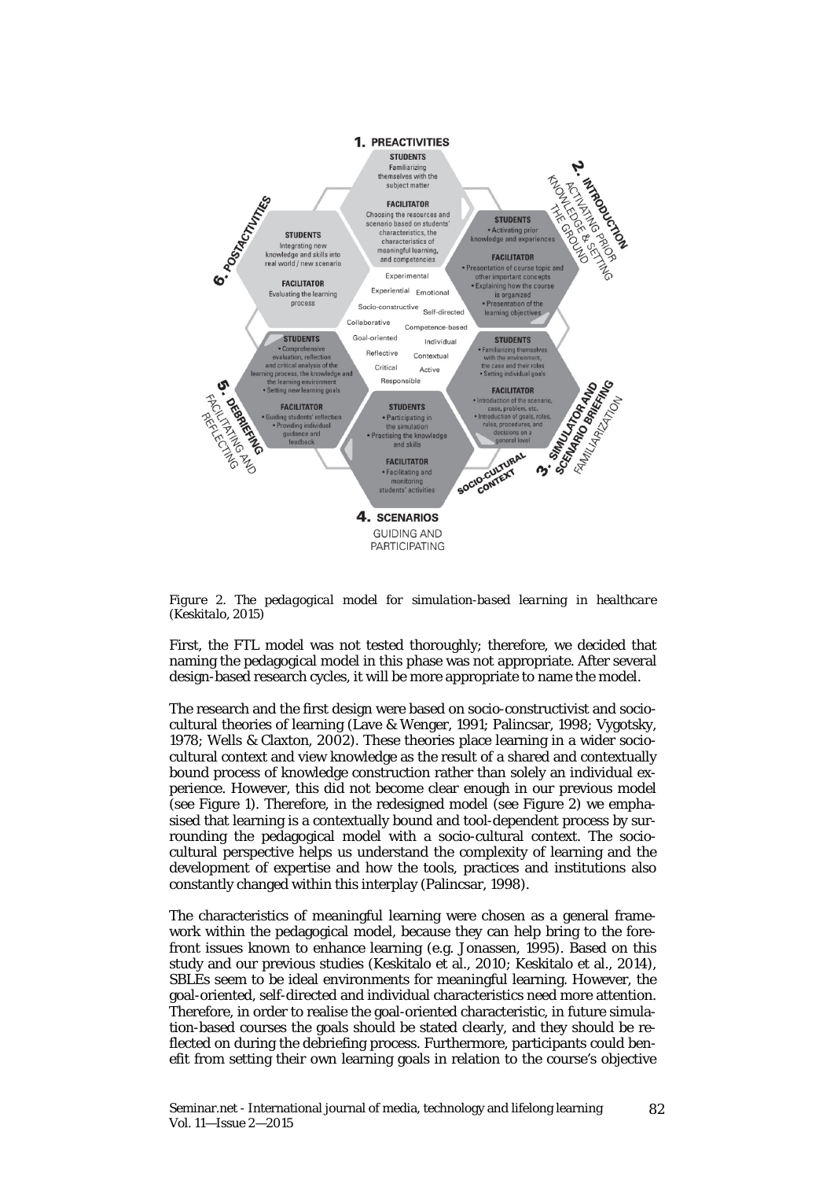*Figure 2. The pedagogical model for simulation-based learning in healthcare (Keskitalo, 2015)*

First, the FTL model was not tested thoroughly; therefore, we decided that naming the pedagogical model in this phase was not appropriate. After several design-based research cycles, it will be more appropriate to name the model.

The research and the first design were based on socio-constructivist and socio-cultural theories of learning (Lave & Wenger, 1991; Palincsar, 1998; Vygotsky, 1978; Wells & Claxton, 2002). These theories place learning in a wider socio-cultural context and view knowledge as the result of a shared and contextually bound process of knowledge construction rather than solely an individual experience. However, this did not become clear enough in our previous model (see Figure 1). Therefore, in the redesigned model (see Figure 2) we emphasised that learning is a contextually bound and tool-dependent process by surrounding the pedagogical model with a socio-cultural context. The socio-cultural perspective helps us understand the complexity of learning and the development of expertise and how the tools, practices and institutions also constantly changed within this interplay (Palincsar, 1998).

The characteristics of meaningful learning were chosen as a general framework within the pedagogical model, because they can help bring to the forefront issues known to enhance learning (e.g. Jonassen, 1995). Based on this study and our previous studies (Keskitalo et al., 2010; Keskitalo et al., 2014), SBLEs seem to be ideal environments for meaningful learning. However, the goal-oriented, self-directed and individual characteristics need more attention. Therefore, in order to realise the goal-oriented characteristic, in future simulation-based courses the goals should be stated clearly, and they should be reflected on during the debriefing process. Furthermore, participants could benefit from setting their own learning goals in relation to the course's objective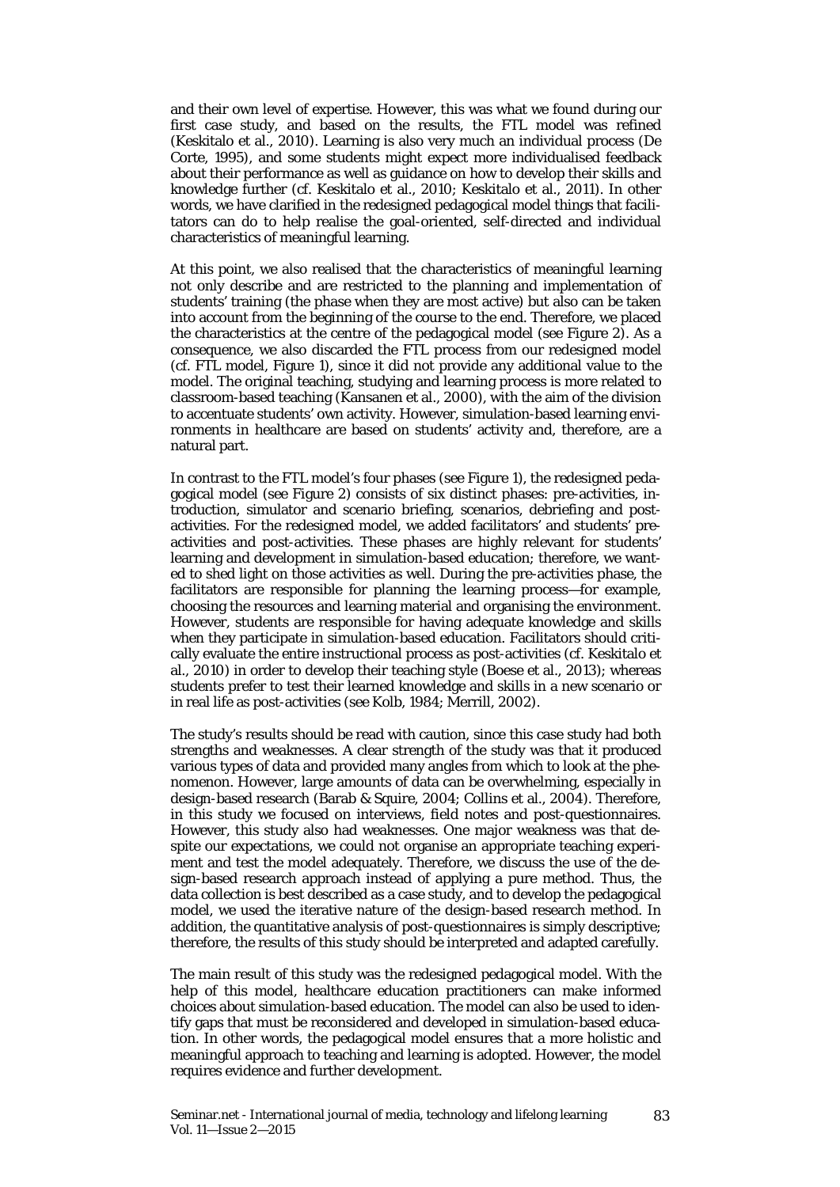and their own level of expertise. However, this was what we found during our first case study, and based on the results, the FTL model was refined (Keskitalo et al., 2010). Learning is also very much an individual process (De Corte, 1995), and some students might expect more individualised feedback about their performance as well as guidance on how to develop their skills and knowledge further (cf. Keskitalo et al., 2010; Keskitalo et al., 2011). In other words, we have clarified in the redesigned pedagogical model things that facilitators can do to help realise the goal-oriented, self-directed and individual characteristics of meaningful learning.

At this point, we also realised that the characteristics of meaningful learning not only describe and are restricted to the planning and implementation of students' training (the phase when they are most active) but also can be taken into account from the beginning of the course to the end. Therefore, we placed the characteristics at the centre of the pedagogical model (see Figure 2). As a consequence, we also discarded the FTL process from our redesigned model (cf. FTL model, Figure 1), since it did not provide any additional value to the model. The original teaching, studying and learning process is more related to classroom-based teaching (Kansanen et al., 2000), with the aim of the division to accentuate students' own activity. However, simulation-based learning environments in healthcare are based on students' activity and, therefore, are a natural part.

In contrast to the FTL model's four phases (see Figure 1), the redesigned pedagogical model (see Figure 2) consists of six distinct phases: pre-activities, introduction, simulator and scenario briefing, scenarios, debriefing and post-activities. For the redesigned model, we added facilitators' and students' pre-activities and post-activities. These phases are highly relevant for students' learning and development in simulation-based education; therefore, we wanted to shed light on those activities as well. During the pre-activities phase, the facilitators are responsible for planning the learning process—for example, choosing the resources and learning material and organising the environment. However, students are responsible for having adequate knowledge and skills when they participate in simulation-based education. Facilitators should critically evaluate the entire instructional process as post-activities (cf. Keskitalo et al., 2010) in order to develop their teaching style (Boese et al., 2013); whereas students prefer to test their learned knowledge and skills in a new scenario or in real life as post-activities (see Kolb, 1984; Merrill, 2002).

The study's results should be read with caution, since this case study had both strengths and weaknesses. A clear strength of the study was that it produced various types of data and provided many angles from which to look at the phenomenon. However, large amounts of data can be overwhelming, especially in design-based research (Barab & Squire, 2004; Collins et al., 2004). Therefore, in this study we focused on interviews, field notes and post-questionnaires. However, this study also had weaknesses. One major weakness was that despite our expectations, we could not organise an appropriate teaching experiment and test the model adequately. Therefore, we discuss the use of the design-based research approach instead of applying a pure method. Thus, the data collection is best described as a case study, and to develop the pedagogical model, we used the iterative nature of the design-based research method. In addition, the quantitative analysis of post-questionnaires is simply descriptive; therefore, the results of this study should be interpreted and adapted carefully.

The main result of this study was the redesigned pedagogical model. With the help of this model, healthcare education practitioners can make informed choices about simulation-based education. The model can also be used to identify gaps that must be reconsidered and developed in simulation-based education. In other words, the pedagogical model ensures that a more holistic and meaningful approach to teaching and learning is adopted. However, the model requires evidence and further development.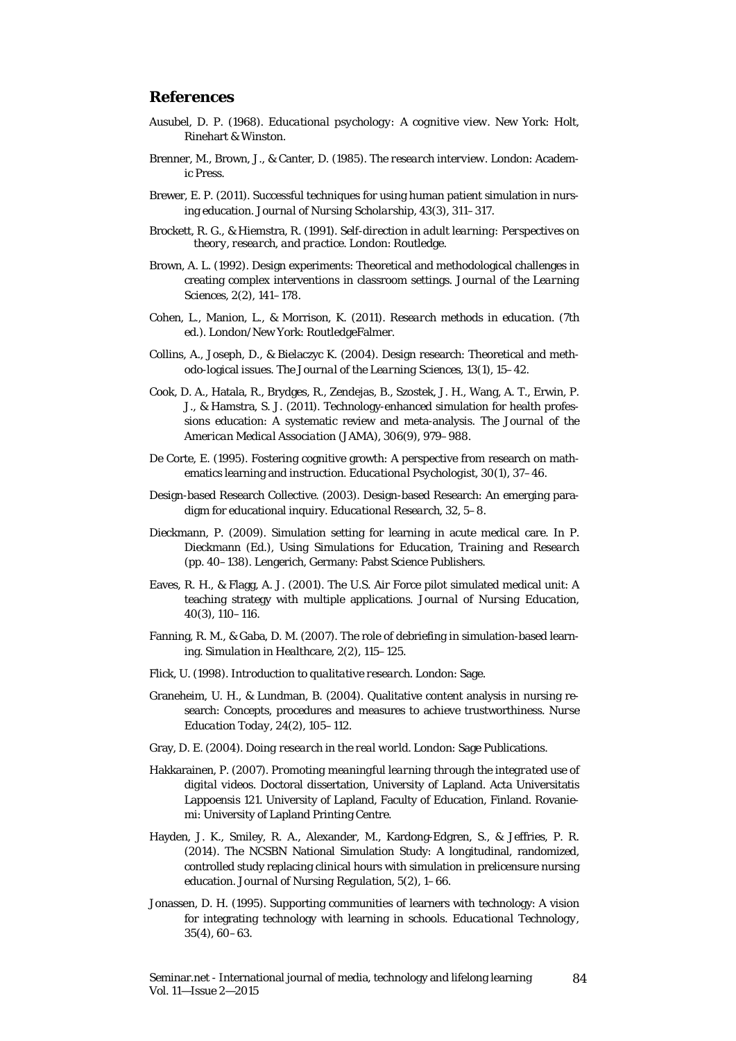## References

Ausubel, D. P. (1968). *Educational psychology: A cognitive view*. New York: Holt, Rinehart & Winston.

Brenner, M., Brown, J., & Canter, D. (1985). *The research interview*. London: Academic Press.

Brewer, E. P. (2011). Successful techniques for using human patient simulation in nursing education. *Journal of Nursing Scholarship, 43*(3), 311–317.

Brockett, R. G., & Hiemstra, R. (1991). *Self-direction in adult learning: Perspectives on theory, research, and practice*. London: Routledge.

Brown, A. L. (1992). Design experiments: Theoretical and methodological challenges in creating complex interventions in classroom settings. *Journal of the Learning Sciences, 2*(2), 141–178.

Cohen, L., Manion, L., & Morrison, K. (2011). *Research methods in education*. (7th ed.). London/New York: RoutledgeFalmer.

Collins, A., Joseph, D., & Bielaczyc K. (2004). Design research: Theoretical and methodo-logical issues. *The Journal of the Learning Sciences, 13*(1), 15–42.

Cook, D. A., Hatala, R., Brydges, R., Zendejas, B., Szostek, J. H., Wang, A. T., Erwin, P. J., & Hamstra, S. J. (2011). Technology-enhanced simulation for health professions education: A systematic review and meta-analysis. *The Journal of the American Medical Association (JAMA), 306*(9), 979–988.

De Corte, E. (1995). Fostering cognitive growth: A perspective from research on mathematics learning and instruction. *Educational Psychologist, 30*(1), 37–46.

Design-based Research Collective. (2003). Design-based Research: An emerging paradigm for educational inquiry. *Educational Research, 32*, 5–8.

Dieckmann, P. (2009). Simulation setting for learning in acute medical care. In P. Dieckmann (Ed.), *Using Simulations for Education, Training and Research* (pp. 40–138). Lengerich, Germany: Pabst Science Publishers.

Eaves, R. H., & Flagg, A. J. (2001). The U.S. Air Force pilot simulated medical unit: A teaching strategy with multiple applications. *Journal of Nursing Education, 40*(3), 110–116.

Fanning, R. M., & Gaba, D. M. (2007). The role of debriefing in simulation-based learning. *Simulation in Healthcare, 2*(2), 115–125.

Flick, U. (1998). *Introduction to qualitative research*. London: Sage.

Graneheim, U. H., & Lundman, B. (2004). Qualitative content analysis in nursing research: Concepts, procedures and measures to achieve trustworthiness. *Nurse Education Today, 24*(2), 105–112.

Gray, D. E. (2004). *Doing research in the real world*. London: Sage Publications.

Hakkarainen, P. (2007). *Promoting meaningful learning through the integrated use of digital videos*. Doctoral dissertation, University of Lapland. Acta Universitatis Lappoensis 121. University of Lapland, Faculty of Education, Finland. Rovaniemi: University of Lapland Printing Centre.

Hayden, J. K., Smiley, R. A., Alexander, M., Kardong-Edgren, S., & Jeffries, P. R. (2014). The NCSBN National Simulation Study: A longitudinal, randomized, controlled study replacing clinical hours with simulation in prelicensure nursing education. *Journal of Nursing Regulation, 5*(2), 1–66.

Jonassen, D. H. (1995). Supporting communities of learners with technology: A vision for integrating technology with learning in schools. *Educational Technology, 35*(4), 60–63.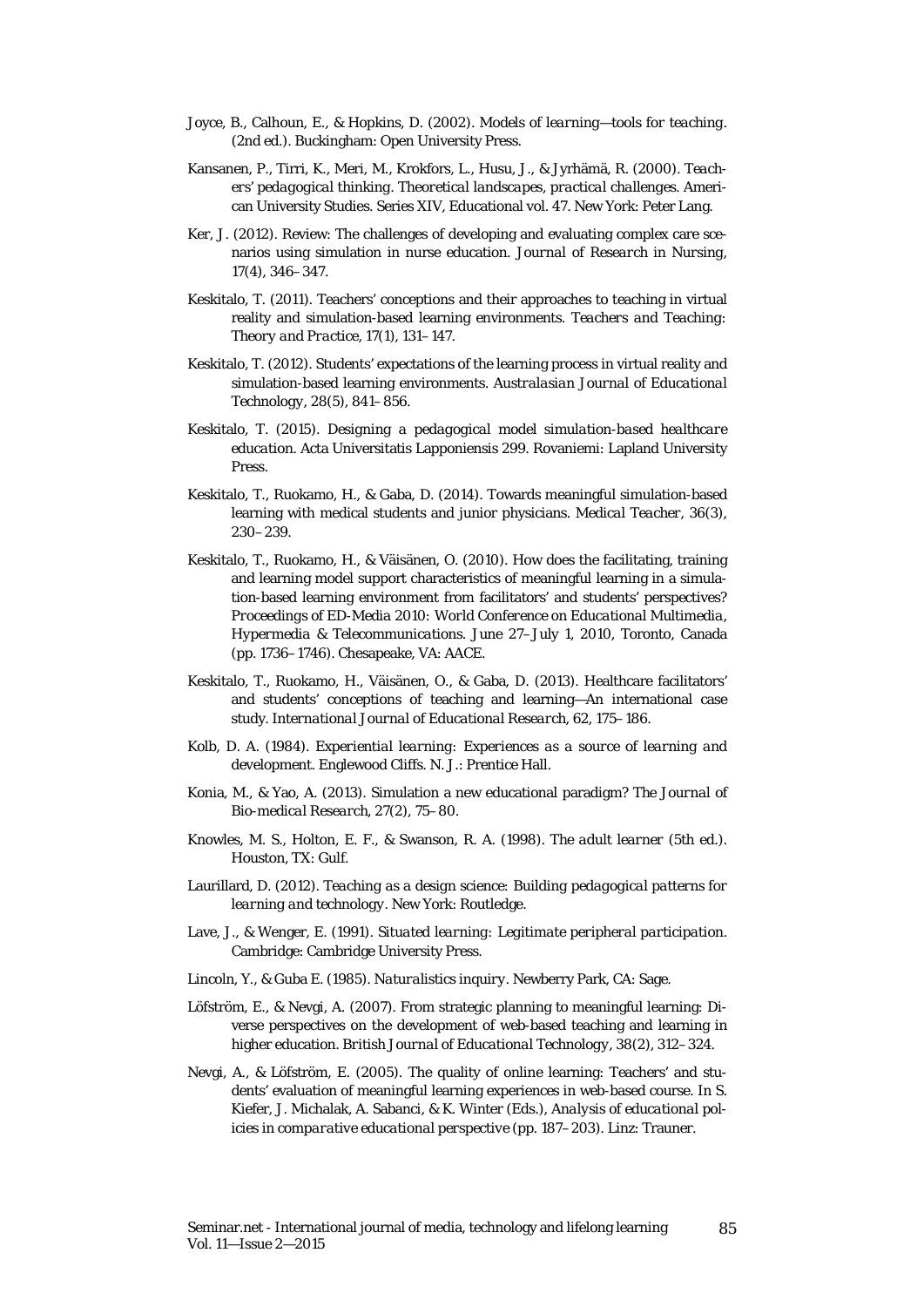Joyce, B., Calhoun, E., & Hopkins, D. (2002). *Models of learning—tools for teaching.* (2nd ed.). Buckingham: Open University Press.

Kansanen, P., Tirri, K., Meri, M., Krokfors, L., Husu, J., & Jyrhämä, R. (2000). *Teachers' pedagogical thinking. Theoretical landscapes, practical challenges.* American University Studies. Series XIV, Educational vol. 47. New York: Peter Lang.

Ker, J. (2012). Review: The challenges of developing and evaluating complex care scenarios using simulation in nurse education. *Journal of Research in Nursing, 17*(4), 346–347.

Keskitalo, T. (2011). Teachers' conceptions and their approaches to teaching in virtual reality and simulation-based learning environments. *Teachers and Teaching: Theory and Practice, 17*(1), 131–147.

Keskitalo, T. (2012). Students' expectations of the learning process in virtual reality and simulation-based learning environments. *Australasian Journal of Educational Technology, 28*(5), 841–856.

Keskitalo, T. (2015). *Designing a pedagogical model simulation-based healthcare education.* Acta Universitatis Lapponiensis 299. Rovaniemi: Lapland University Press.

Keskitalo, T., Ruokamo, H., & Gaba, D. (2014). Towards meaningful simulation-based learning with medical students and junior physicians. *Medical Teacher, 36*(3), 230–239.

Keskitalo, T., Ruokamo, H., & Väisänen, O. (2010). How does the facilitating, training and learning model support characteristics of meaningful learning in a simulation-based learning environment from facilitators' and students' perspectives? *Proceedings of ED-Media 2010: World Conference on Educational Multimedia, Hypermedia & Telecommunications.* June 27–July 1, 2010, Toronto, Canada (pp. 1736–1746). Chesapeake, VA: AACE.

Keskitalo, T., Ruokamo, H., Väisänen, O., & Gaba, D. (2013). Healthcare facilitators' and students' conceptions of teaching and learning—An international case study. *International Journal of Educational Research, 62*, 175–186.

Kolb, D. A. (1984). *Experiential learning: Experiences as a source of learning and development.* Englewood Cliffs. N. J.: Prentice Hall.

Konia, M., & Yao, A. (2013). Simulation a new educational paradigm? *The Journal of Bio-medical Research, 27*(2), 75–80.

Knowles, M. S., Holton, E. F., & Swanson, R. A. (1998). *The adult learner* (5th ed.). Houston, TX: Gulf.

Laurillard, D. (2012). *Teaching as a design science: Building pedagogical patterns for learning and technology.* New York: Routledge.

Lave, J., & Wenger, E. (1991). *Situated learning: Legitimate peripheral participation.* Cambridge: Cambridge University Press.

Lincoln, Y., & Guba E. (1985). *Naturalistics inquiry.* Newberry Park, CA: Sage.

Löfström, E., & Nevgi, A. (2007). From strategic planning to meaningful learning: Diverse perspectives on the development of web-based teaching and learning in higher education. *British Journal of Educational Technology, 38*(2), 312–324.

Nevgi, A., & Löfström, E. (2005). The quality of online learning: Teachers' and students' evaluation of meaningful learning experiences in web-based course. In S. Kiefer, J. Michalak, A. Sabanci, & K. Winter (Eds.), *Analysis of educational policies in comparative educational perspective* (pp. 187–203). Linz: Trauner.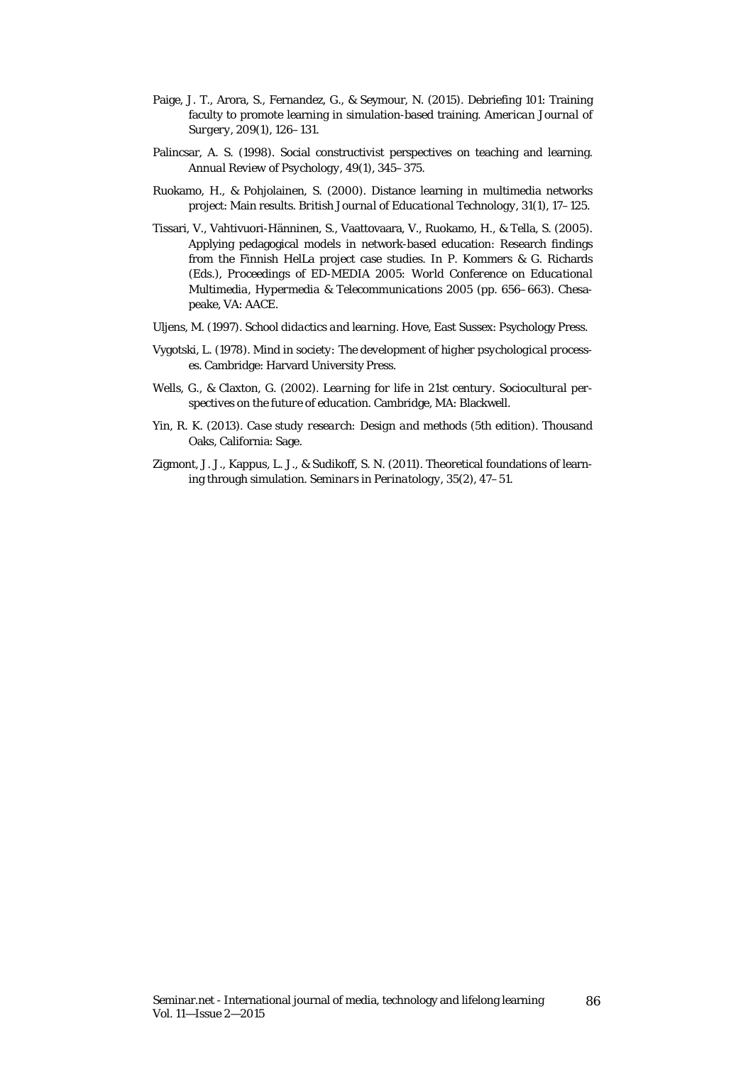Paige, J. T., Arora, S., Fernandez, G., & Seymour, N. (2015). Debriefing 101: Training faculty to promote learning in simulation-based training. *American Journal of Surgery, 209*(1), 126–131.

Palincsar, A. S. (1998). Social constructivist perspectives on teaching and learning. *Annual Review of Psychology, 49*(1), 345–375.

Ruokamo, H., & Pohjolainen, S. (2000). Distance learning in multimedia networks project: Main results. *British Journal of Educational Technology, 31*(1), 17–125.

Tissari, V., Vahtivuori-Hänninen, S., Vaattovaara, V., Ruokamo, H., & Tella, S. (2005). Applying pedagogical models in network-based education: Research findings from the Finnish HelLa project case studies. In P. Kommers & G. Richards (Eds.), *Proceedings of ED-MEDIA 2005: World Conference on Educational Multimedia, Hypermedia & Telecommunications 2005* (pp. 656–663). Chesapeake, VA: AACE.

Uljens, M. (1997). *School didactics and learning*. Hove, East Sussex: Psychology Press.

Vygotski, L. (1978). *Mind in society: The development of higher psychological processes*. Cambridge: Harvard University Press.

Wells, G., & Claxton, G. (2002). *Learning for life in 21st century. Sociocultural perspectives on the future of education*. Cambridge, MA: Blackwell.

Yin, R. K. (2013). *Case study research: Design and methods* (5th edition). Thousand Oaks, California: Sage.

Zigmont, J. J., Kappus, L. J., & Sudikoff, S. N. (2011). Theoretical foundations of learning through simulation. *Seminars in Perinatology, 35*(2), 47–51.